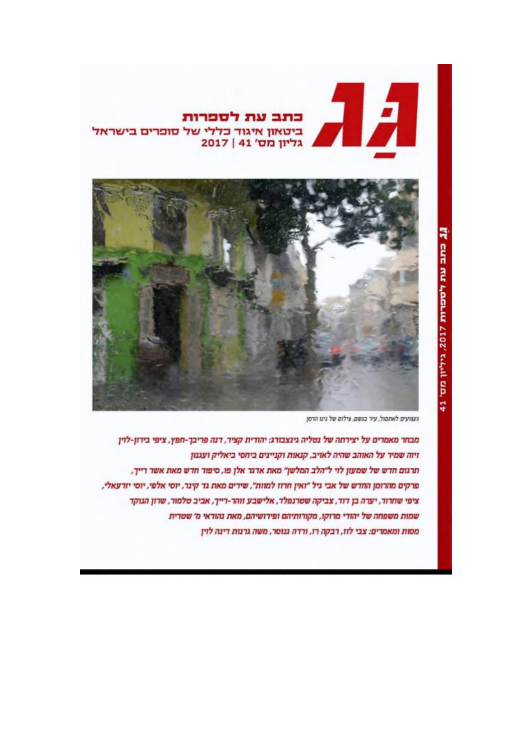# גג

## כתב עת לספרות

ביטאון איגוד כללי של סופרים בישראל

גליון מס' 41 | 2017

געגועים לאתמול, עיר בגשם, צילום של נינו הרמן

מבחר מאמרים על יצירתה של נטליה גינצבורג: יהודית קציר, דנה פריבך-חפץ, ציפי בירון-לוין

זיוה שמיר על האוהב שהיה לאויב, קנאות וקניינים ביחסי ביאליק ועגנון

תרגום חדש של שמעון לוי ל"הלב המלשן" מאת אדגר אלן פו, סיפור חדש מאת אשר רייך,

פרקים מהרומן החדש של אבי גיל "ואין חרוז למוות", שירים מאת גד קינר, יוסי אלפי, יוסי יזרעאלי,

ציפי שחרור, יערה בן דוד, צביקה שטרנפלד, אלישבע זוהר-רייך, אביב טלמור, שרון הנוקד

שמות משפחה של יהודי מרוקו, מקורותיהם ופירושיהם, מאת נהוראי מ' שטרית

מסות ומאמרים: צבי לוז, רבקה רז, ורדה גנוסר, משה גרנות דינה לוין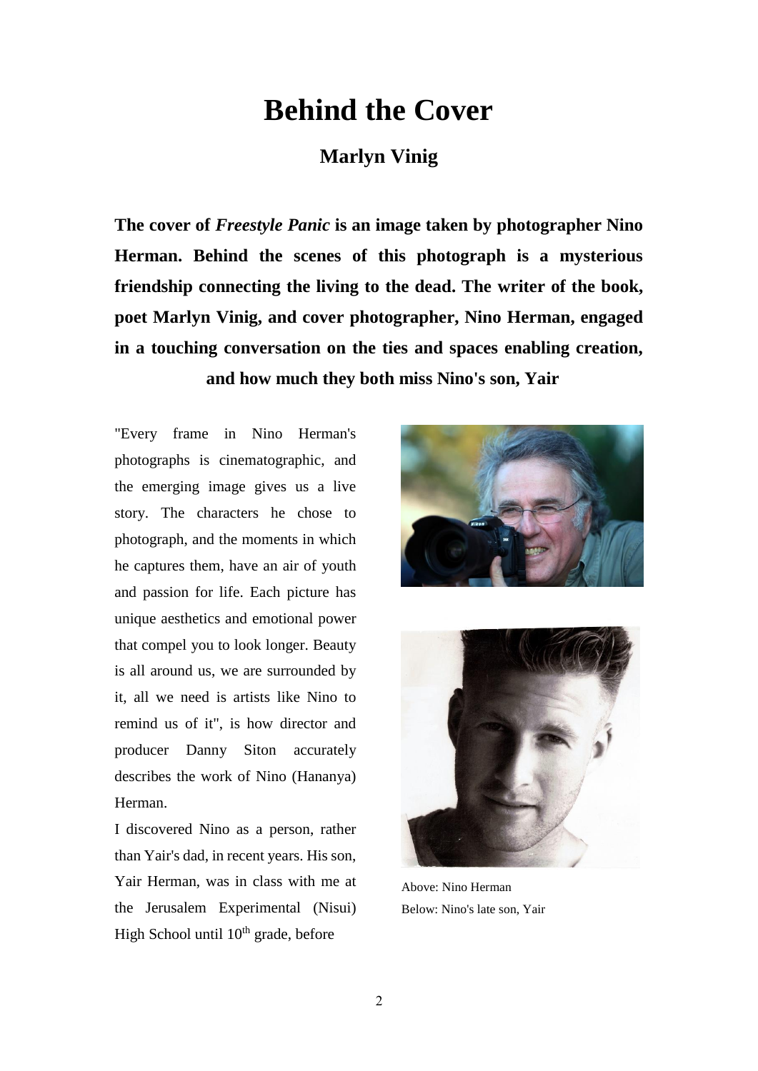# Behind the Cover

## Marlyn Vinig

**The cover of *Freestyle Panic* is an image taken by photographer Nino Herman. Behind the scenes of this photograph is a mysterious friendship connecting the living to the dead. The writer of the book, poet Marlyn Vinig, and cover photographer, Nino Herman, engaged in a touching conversation on the ties and spaces enabling creation, and how much they both miss Nino's son, Yair**

"Every frame in Nino Herman's photographs is cinematographic, and the emerging image gives us a live story. The characters he chose to photograph, and the moments in which he captures them, have an air of youth and passion for life. Each picture has unique aesthetics and emotional power that compel you to look longer. Beauty is all around us, we are surrounded by it, all we need is artists like Nino to remind us of it", is how director and producer Danny Siton accurately describes the work of Nino (Hananya) Herman.

I discovered Nino as a person, rather than Yair's dad, in recent years. His son, Yair Herman, was in class with me at the Jerusalem Experimental (Nisui) High School until 10th grade, before

Above: Nino Herman
Below: Nino's late son, Yair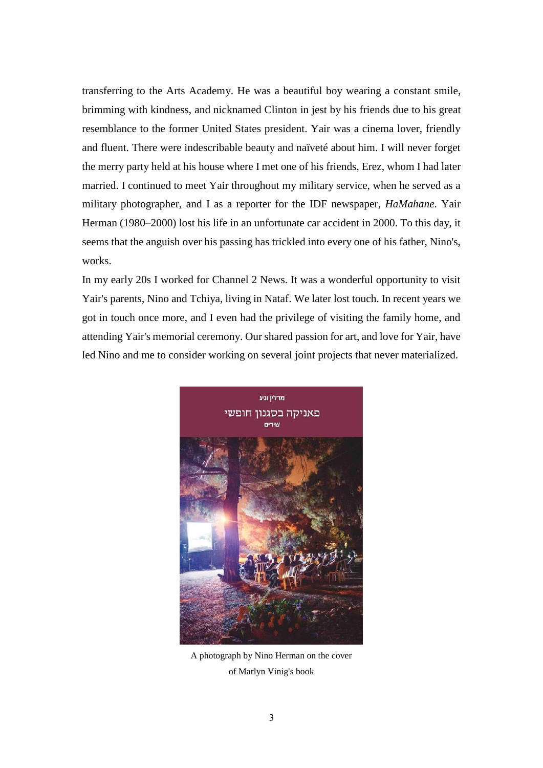transferring to the Arts Academy. He was a beautiful boy wearing a constant smile, brimming with kindness, and nicknamed Clinton in jest by his friends due to his great resemblance to the former United States president. Yair was a cinema lover, friendly and fluent. There were indescribable beauty and naïveté about him. I will never forget the merry party held at his house where I met one of his friends, Erez, whom I had later married. I continued to meet Yair throughout my military service, when he served as a military photographer, and I as a reporter for the IDF newspaper, *HaMahane*. Yair Herman (1980–2000) lost his life in an unfortunate car accident in 2000. To this day, it seems that the anguish over his passing has trickled into every one of his father, Nino's, works.

In my early 20s I worked for Channel 2 News. It was a wonderful opportunity to visit Yair's parents, Nino and Tchiya, living in Nataf. We later lost touch. In recent years we got in touch once more, and I even had the privilege of visiting the family home, and attending Yair's memorial ceremony. Our shared passion for art, and love for Yair, have led Nino and me to consider working on several joint projects that never materialized.

A photograph by Nino Herman on the cover of Marlyn Vinig's book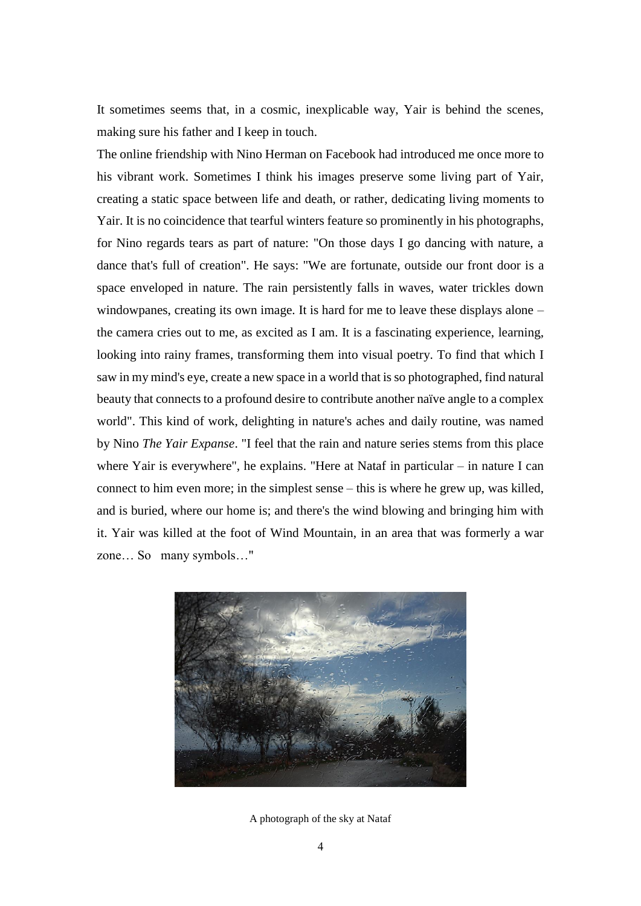It sometimes seems that, in a cosmic, inexplicable way, Yair is behind the scenes, making sure his father and I keep in touch.

The online friendship with Nino Herman on Facebook had introduced me once more to his vibrant work. Sometimes I think his images preserve some living part of Yair, creating a static space between life and death, or rather, dedicating living moments to Yair. It is no coincidence that tearful winters feature so prominently in his photographs, for Nino regards tears as part of nature: "On those days I go dancing with nature, a dance that's full of creation". He says: "We are fortunate, outside our front door is a space enveloped in nature. The rain persistently falls in waves, water trickles down windowpanes, creating its own image. It is hard for me to leave these displays alone – the camera cries out to me, as excited as I am. It is a fascinating experience, learning, looking into rainy frames, transforming them into visual poetry. To find that which I saw in my mind's eye, create a new space in a world that is so photographed, find natural beauty that connects to a profound desire to contribute another naïve angle to a complex world". This kind of work, delighting in nature's aches and daily routine, was named by Nino *The Yair Expanse*. "I feel that the rain and nature series stems from this place where Yair is everywhere", he explains. "Here at Nataf in particular – in nature I can connect to him even more; in the simplest sense – this is where he grew up, was killed, and is buried, where our home is; and there's the wind blowing and bringing him with it. Yair was killed at the foot of Wind Mountain, in an area that was formerly a war zone… So many symbols…"

A photograph of the sky at Nataf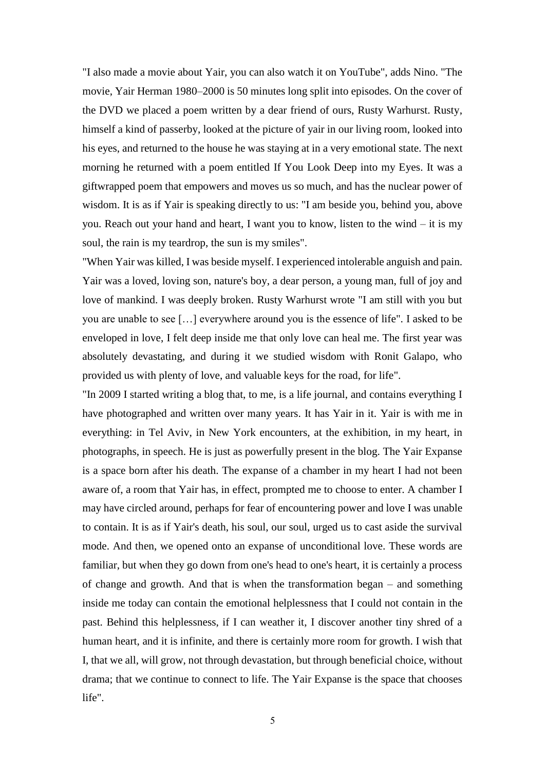"I also made a movie about Yair, you can also watch it on YouTube", adds Nino. "The movie, Yair Herman 1980–2000 is 50 minutes long split into episodes. On the cover of the DVD we placed a poem written by a dear friend of ours, Rusty Warhurst. Rusty, himself a kind of passerby, looked at the picture of yair in our living room, looked into his eyes, and returned to the house he was staying at in a very emotional state. The next morning he returned with a poem entitled If You Look Deep into my Eyes. It was a giftwrapped poem that empowers and moves us so much, and has the nuclear power of wisdom. It is as if Yair is speaking directly to us: "I am beside you, behind you, above you. Reach out your hand and heart, I want you to know, listen to the wind – it is my soul, the rain is my teardrop, the sun is my smiles".

"When Yair was killed, I was beside myself. I experienced intolerable anguish and pain. Yair was a loved, loving son, nature's boy, a dear person, a young man, full of joy and love of mankind. I was deeply broken. Rusty Warhurst wrote "I am still with you but you are unable to see […] everywhere around you is the essence of life". I asked to be enveloped in love, I felt deep inside me that only love can heal me. The first year was absolutely devastating, and during it we studied wisdom with Ronit Galapo, who provided us with plenty of love, and valuable keys for the road, for life".

"In 2009 I started writing a blog that, to me, is a life journal, and contains everything I have photographed and written over many years. It has Yair in it. Yair is with me in everything: in Tel Aviv, in New York encounters, at the exhibition, in my heart, in photographs, in speech. He is just as powerfully present in the blog. The Yair Expanse is a space born after his death. The expanse of a chamber in my heart I had not been aware of, a room that Yair has, in effect, prompted me to choose to enter. A chamber I may have circled around, perhaps for fear of encountering power and love I was unable to contain. It is as if Yair's death, his soul, our soul, urged us to cast aside the survival mode. And then, we opened onto an expanse of unconditional love. These words are familiar, but when they go down from one's head to one's heart, it is certainly a process of change and growth. And that is when the transformation began – and something inside me today can contain the emotional helplessness that I could not contain in the past. Behind this helplessness, if I can weather it, I discover another tiny shred of a human heart, and it is infinite, and there is certainly more room for growth. I wish that I, that we all, will grow, not through devastation, but through beneficial choice, without drama; that we continue to connect to life. The Yair Expanse is the space that chooses life".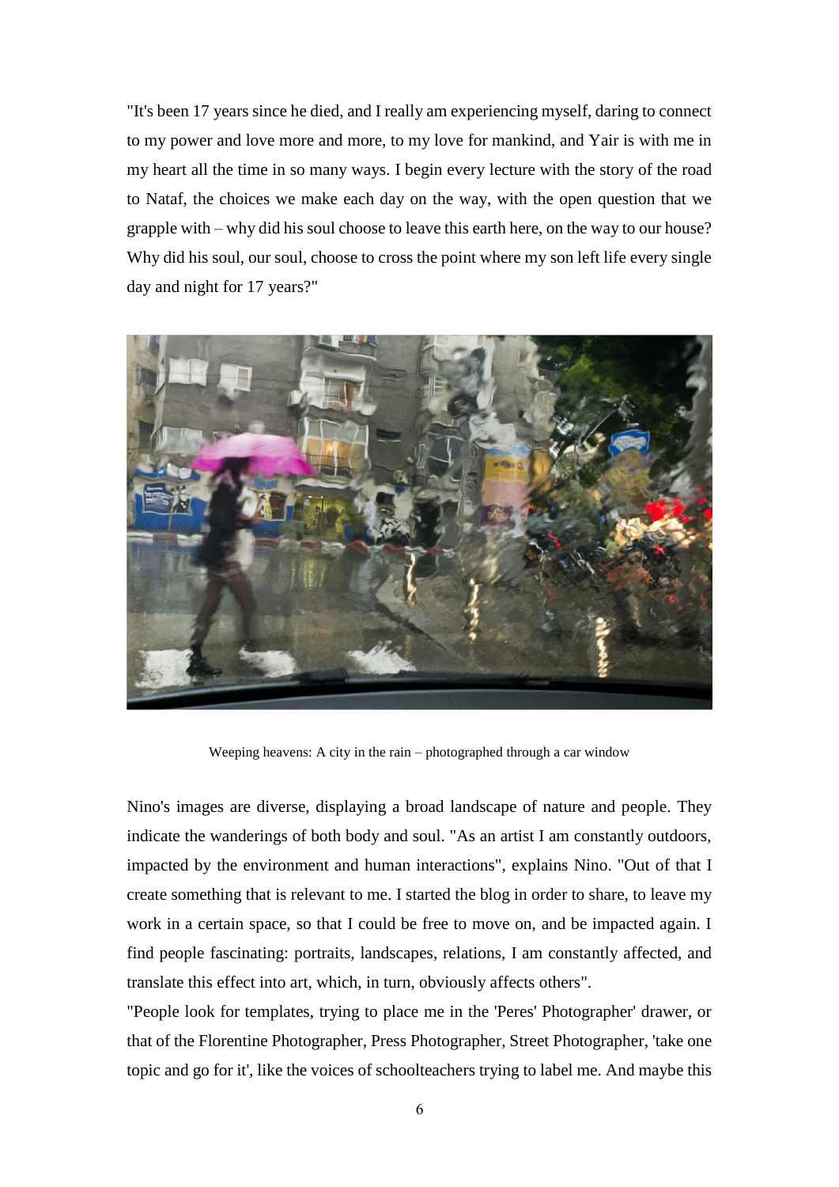"It's been 17 years since he died, and I really am experiencing myself, daring to connect to my power and love more and more, to my love for mankind, and Yair is with me in my heart all the time in so many ways. I begin every lecture with the story of the road to Nataf, the choices we make each day on the way, with the open question that we grapple with – why did his soul choose to leave this earth here, on the way to our house? Why did his soul, our soul, choose to cross the point where my son left life every single day and night for 17 years?"

Weeping heavens: A city in the rain – photographed through a car window

Nino's images are diverse, displaying a broad landscape of nature and people. They indicate the wanderings of both body and soul. "As an artist I am constantly outdoors, impacted by the environment and human interactions", explains Nino. "Out of that I create something that is relevant to me. I started the blog in order to share, to leave my work in a certain space, so that I could be free to move on, and be impacted again. I find people fascinating: portraits, landscapes, relations, I am constantly affected, and translate this effect into art, which, in turn, obviously affects others".

"People look for templates, trying to place me in the 'Peres' Photographer' drawer, or that of the Florentine Photographer, Press Photographer, Street Photographer, 'take one topic and go for it', like the voices of schoolteachers trying to label me. And maybe this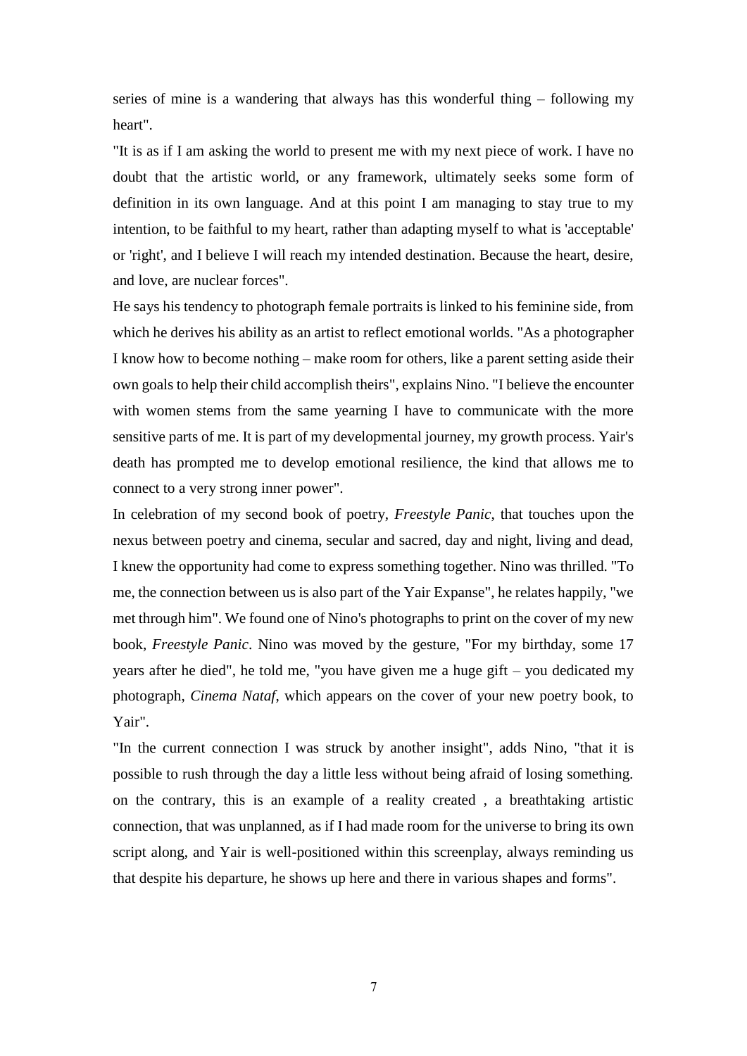series of mine is a wandering that always has this wonderful thing – following my heart".

"It is as if I am asking the world to present me with my next piece of work. I have no doubt that the artistic world, or any framework, ultimately seeks some form of definition in its own language. And at this point I am managing to stay true to my intention, to be faithful to my heart, rather than adapting myself to what is 'acceptable' or 'right', and I believe I will reach my intended destination. Because the heart, desire, and love, are nuclear forces".

He says his tendency to photograph female portraits is linked to his feminine side, from which he derives his ability as an artist to reflect emotional worlds. "As a photographer I know how to become nothing – make room for others, like a parent setting aside their own goals to help their child accomplish theirs", explains Nino. "I believe the encounter with women stems from the same yearning I have to communicate with the more sensitive parts of me. It is part of my developmental journey, my growth process. Yair's death has prompted me to develop emotional resilience, the kind that allows me to connect to a very strong inner power".

In celebration of my second book of poetry, *Freestyle Panic*, that touches upon the nexus between poetry and cinema, secular and sacred, day and night, living and dead, I knew the opportunity had come to express something together. Nino was thrilled. "To me, the connection between us is also part of the Yair Expanse", he relates happily, "we met through him". We found one of Nino's photographs to print on the cover of my new book, *Freestyle Panic*. Nino was moved by the gesture, "For my birthday, some 17 years after he died", he told me, "you have given me a huge gift – you dedicated my photograph, *Cinema Nataf*, which appears on the cover of your new poetry book, to Yair".

"In the current connection I was struck by another insight", adds Nino, "that it is possible to rush through the day a little less without being afraid of losing something. on the contrary, this is an example of a reality created , a breathtaking artistic connection, that was unplanned, as if I had made room for the universe to bring its own script along, and Yair is well-positioned within this screenplay, always reminding us that despite his departure, he shows up here and there in various shapes and forms".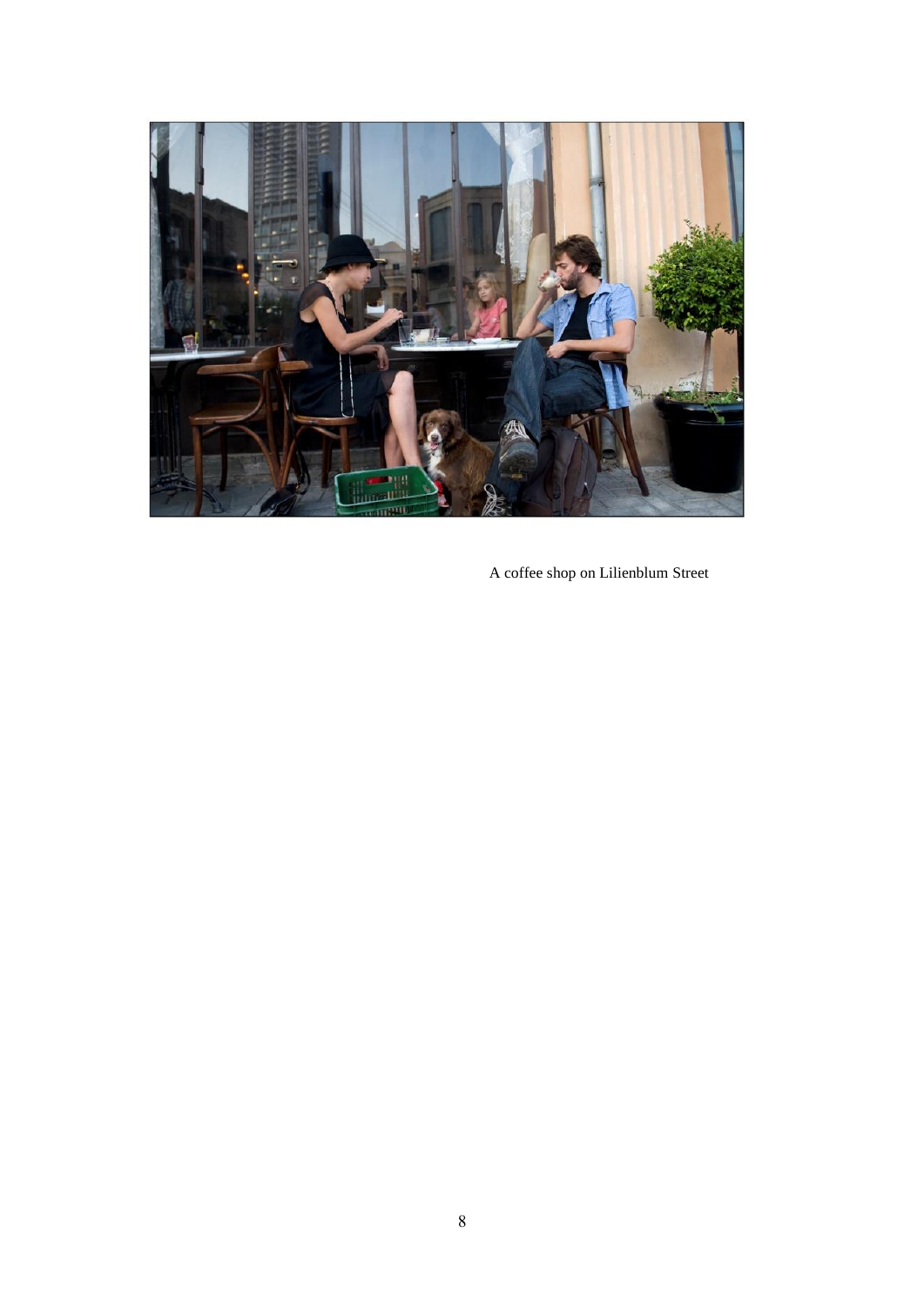A coffee shop on Lilienblum Street